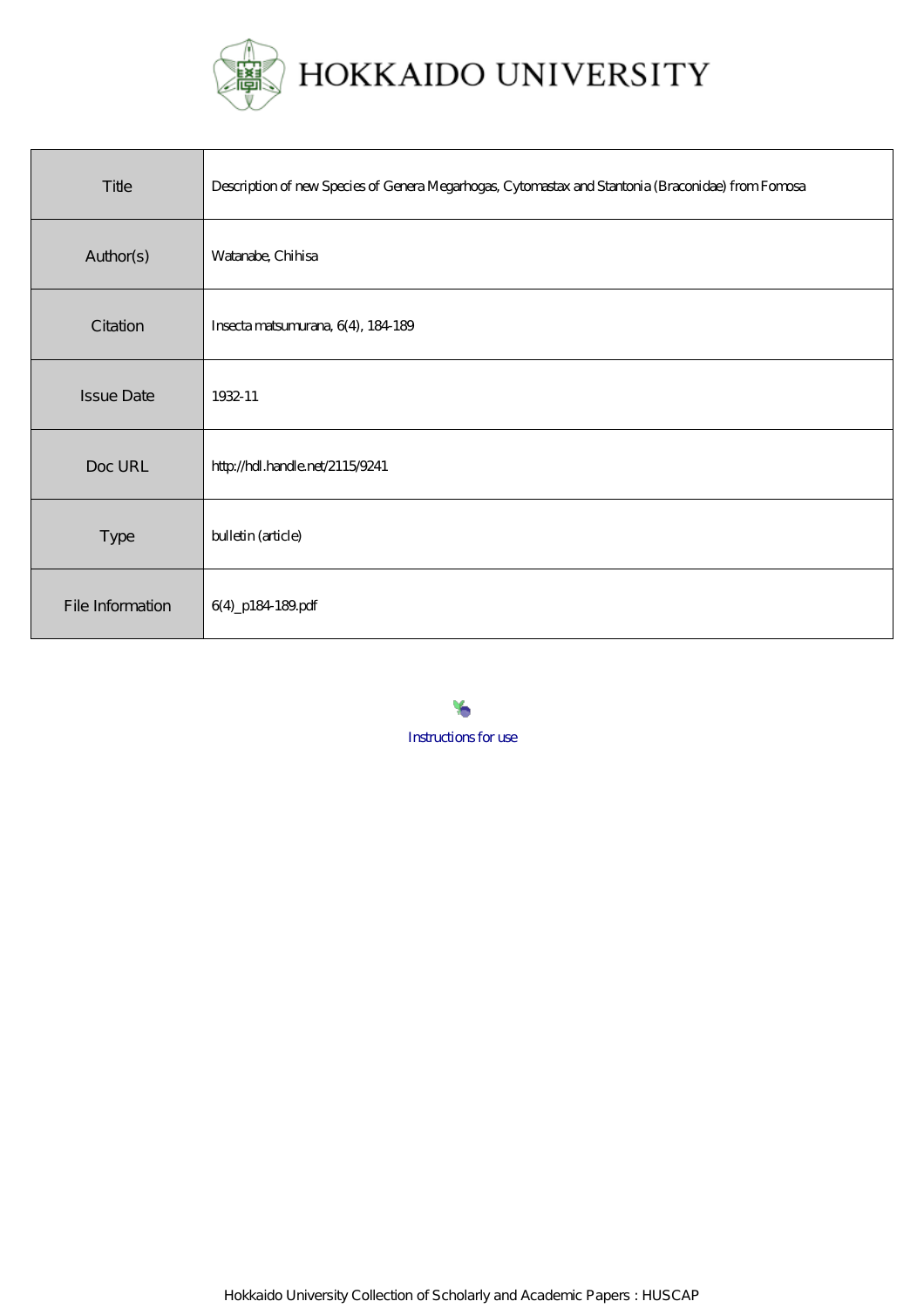# HOKKAIDO UNIVERSITY

| | |
|---|---|
| Title | Description of new Species of Genera Megarhogas, Cytomastax and Stantonia (Braconidae) from Fomosa |
| Author(s) | Watanabe, Chihisa |
| Citation | Insecta matsumurana, 6(4), 184-189 |
| Issue Date | 1932-11 |
| Doc URL | http://hdl.handle.net/2115/9241 |
| Type | bulletin (article) |
| File Information | 6(4)_p184-189.pdf |

Instructions for use

Hokkaido University Collection of Scholarly and Academic Papers : HUSCAP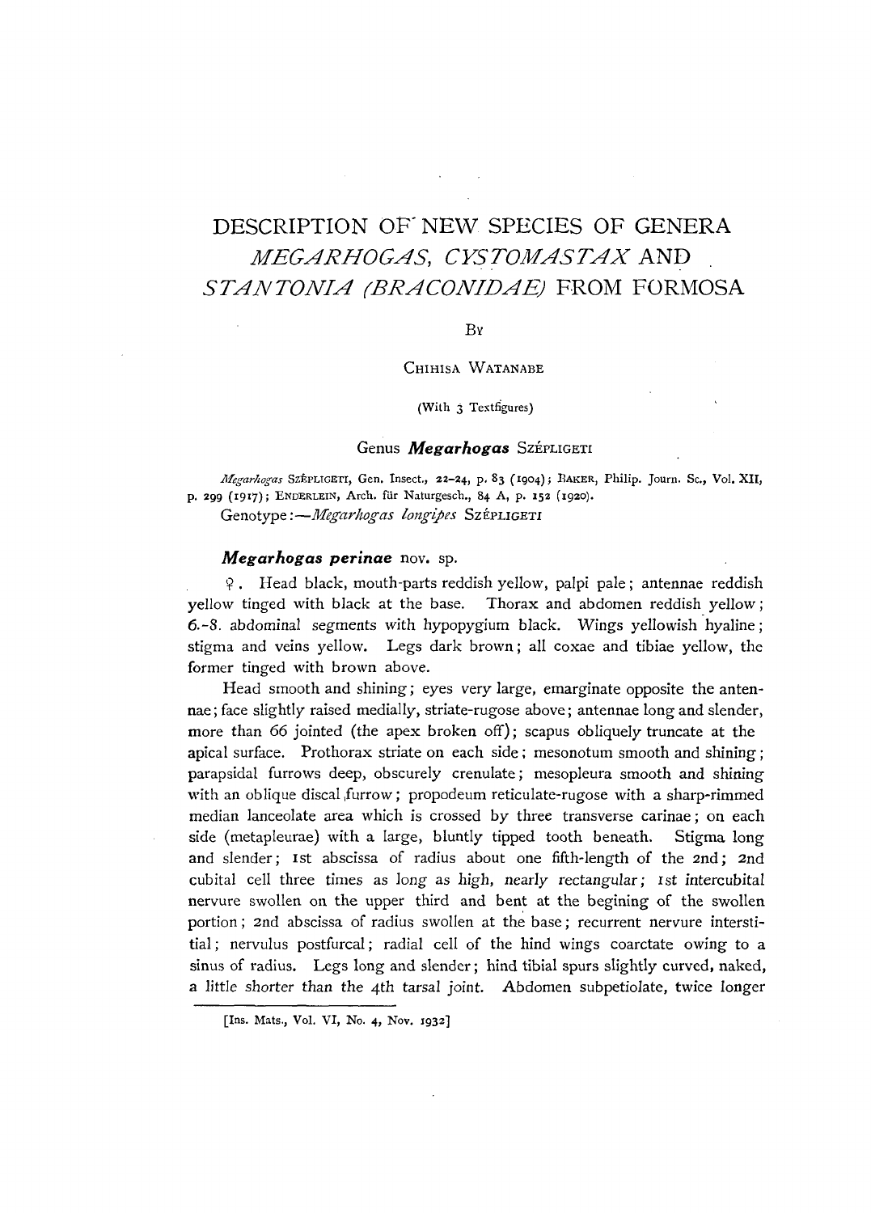# DESCRIPTION OF NEW SPECIES OF GENERA *MEGARHOGAS*, *CYSTOMASTAX* AND *STANTONIA (BRACONIDAE)* FROM FORMOSA

By

CHIHISA WATANABE

(With 3 Textfigures)

## Genus *Megarhogas* SZÉPLIGETI

*Megarhogas* SZÉPLIGETI, Gen. Insect., 22–24, p. 83 (1904); BAKER, Philip. Journ. Sc., Vol. XII, p. 299 (1917); ENDERLEIN, Arch. für Naturgesch., 84 A, p. 152 (1920).

Genotype:—*Megarhogas longipes* SZÉPLIGETI

### *Megarhogas perinae* nov. sp.

♀. Head black, mouth-parts reddish yellow, palpi pale; antennae reddish yellow tinged with black at the base. Thorax and abdomen reddish yellow; 6.–8. abdominal segments with hypopygium black. Wings yellowish hyaline; stigma and veins yellow. Legs dark brown; all coxae and tibiae yellow, the former tinged with brown above.

Head smooth and shining; eyes very large, emarginate opposite the antennae; face slightly raised medially, striate-rugose above; antennae long and slender, more than 66 jointed (the apex broken off); scapus obliquely truncate at the apical surface. Prothorax striate on each side; mesonotum smooth and shining; parapsidal furrows deep, obscurely crenulate; mesopleura smooth and shining with an oblique discal furrow; propodeum reticulate-rugose with a sharp-rimmed median lanceolate area which is crossed by three transverse carinae; on each side (metapleurae) with a large, bluntly tipped tooth beneath. Stigma long and slender; 1st abscissa of radius about one fifth-length of the 2nd; 2nd cubital cell three times as long as high, nearly rectangular; 1st intercubital nervure swollen on the upper third and bent at the begining of the swollen portion; 2nd abscissa of radius swollen at the base; recurrent nervure interstitial; nervulus postfurcal; radial cell of the hind wings coarctate owing to a sinus of radius. Legs long and slender; hind tibial spurs slightly curved, naked, a little shorter than the 4th tarsal joint. Abdomen subpetiolate, twice longer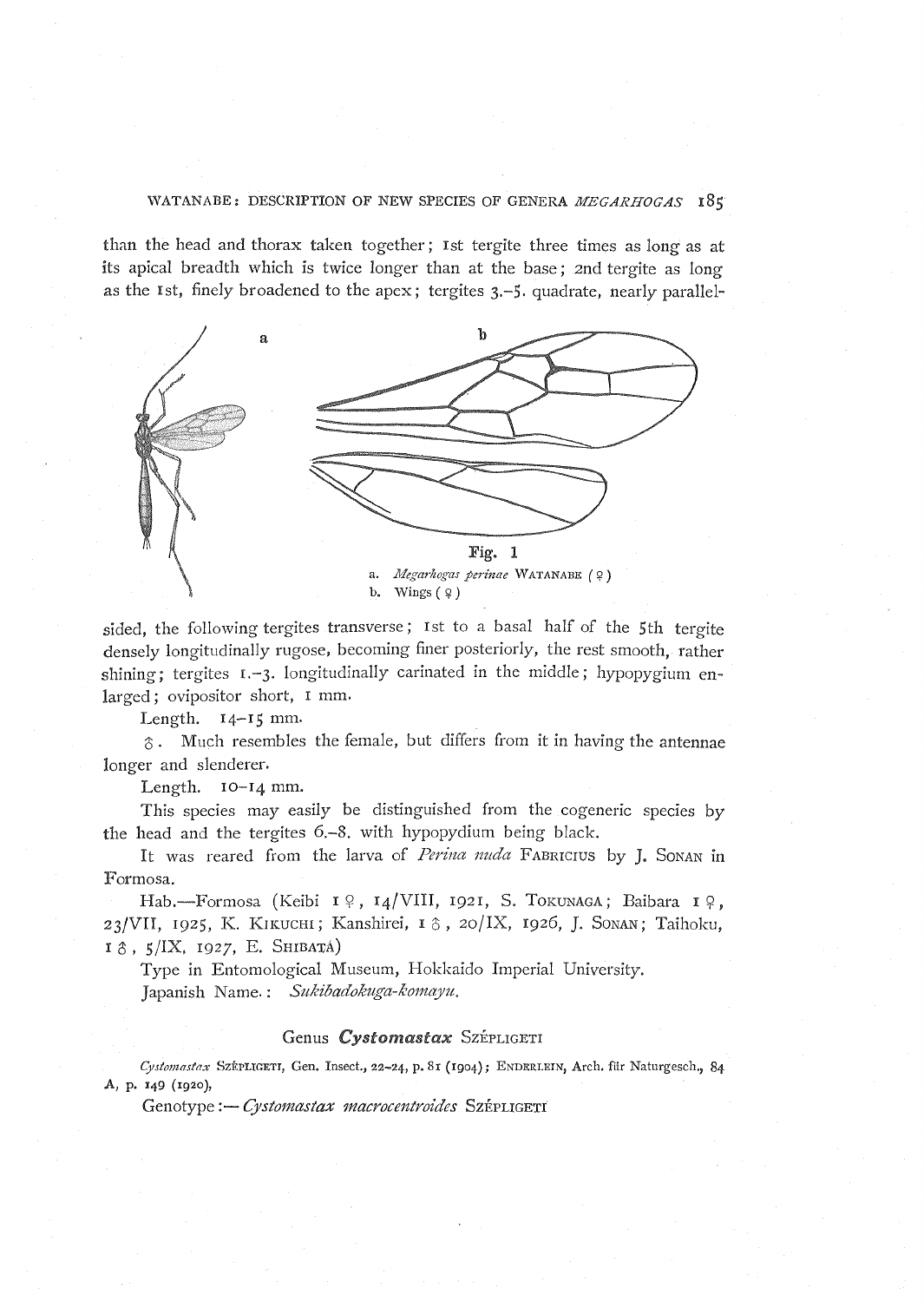than the head and thorax taken together; 1st tergite three times as long as at its apical breadth which is twice longer than at the base; 2nd tergite as long as the 1st, finely broadened to the apex; tergites 3.–5. quadrate, nearly parallel-

Fig. 1

a. *Megarhogas perinae* WATANABE (♀)

b. Wings (♀)

sided, the following tergites transverse; 1st to a basal half of the 5th tergite densely longitudinally rugose, becoming finer posteriorly, the rest smooth, rather shining; tergites 1.–3. longitudinally carinated in the middle; hypopygium enlarged; ovipositor short, 1 mm.

Length. 14–15 mm.

♂. Much resembles the female, but differs from it in having the antennae longer and slenderer.

Length. 10–14 mm.

This species may easily be distinguished from the cogeneric species by the head and the tergites 6.–8. with hypopydium being black.

It was reared from the larva of *Perina nuda* FABRICIUS by J. SONAN in Formosa.

Hab.—Formosa (Keibi 1 ♀, 14/VIII, 1921, S. TOKUNAGA; Baibara 1 ♀, 23/VII, 1925, K. KIKUCHI; Kanshirei, 1 ♂, 20/IX, 1926, J. SONAN; Taihoku, 1 ♂, 5/IX, 1927, E. SHIBATA)

Type in Entomological Museum, Hokkaido Imperial University.

Japanish Name.: *Sukibadokuga-komayu.*

## Genus *Cystomastax* SZÉPLIGETI

*Cystomastax* SZÉPLIGETI, Gen. Insect., 22–24, p. 81 (1904); ENDERLEIN, Arch. für Naturgesch., 84 A, p. 149 (1920),

Genotype:—*Cystomastax macrocentroides* SZÉPLIGETI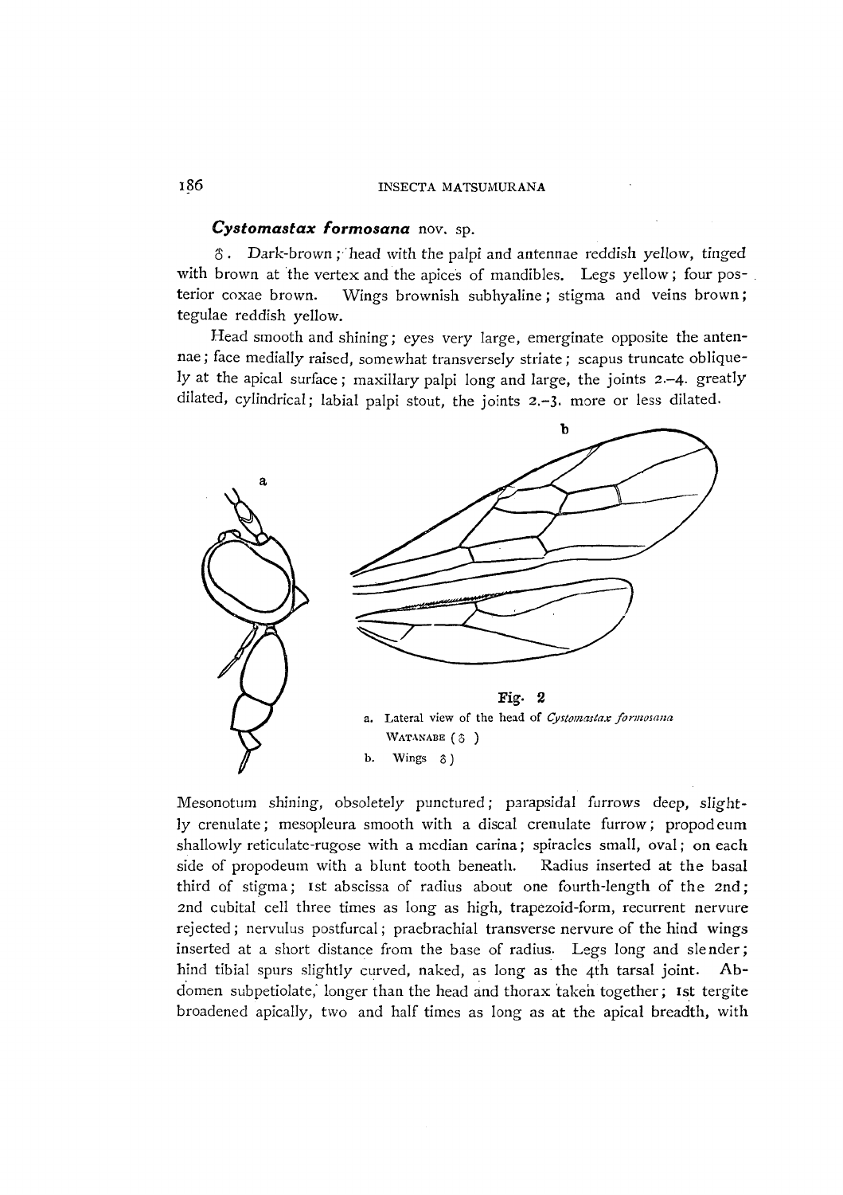***Cystomastax formosana*** nov. sp.

♂. Dark-brown; head with the palpi and antennae reddish yellow, tinged with brown at the vertex and the apices of mandibles. Legs yellow; four posterior coxae brown. Wings brownish subhyaline; stigma and veins brown; tegulae reddish yellow.

Head smooth and shining; eyes very large, emerginate opposite the antennae; face medially raised, somewhat transversely striate; scapus truncate obliquely at the apical surface; maxillary palpi long and large, the joints 2.–4. greatly dilated, cylindrical; labial palpi stout, the joints 2.–3. more or less dilated.

Fig. 2
a. Lateral view of the head of *Cystomastax formosana* WATANABE (♂)
b. Wings ♂)

Mesonotum shining, obsoletely punctured; parapsidal furrows deep, slightly crenulate; mesopleura smooth with a discal crenulate furrow; propodeum shallowly reticulate-rugose with a median carina; spiracles small, oval; on each side of propodeum with a blunt tooth beneath. Radius inserted at the basal third of stigma; 1st abscissa of radius about one fourth-length of the 2nd; 2nd cubital cell three times as long as high, trapezoid-form, recurrent nervure rejected; nervulus postfurcal; praebrachial transverse nervure of the hind wings inserted at a short distance from the base of radius. Legs long and slender; hind tibial spurs slightly curved, naked, as long as the 4th tarsal joint. Abdomen subpetiolate, longer than the head and thorax taken together; 1st tergite broadened apically, two and half times as long as at the apical breadth, with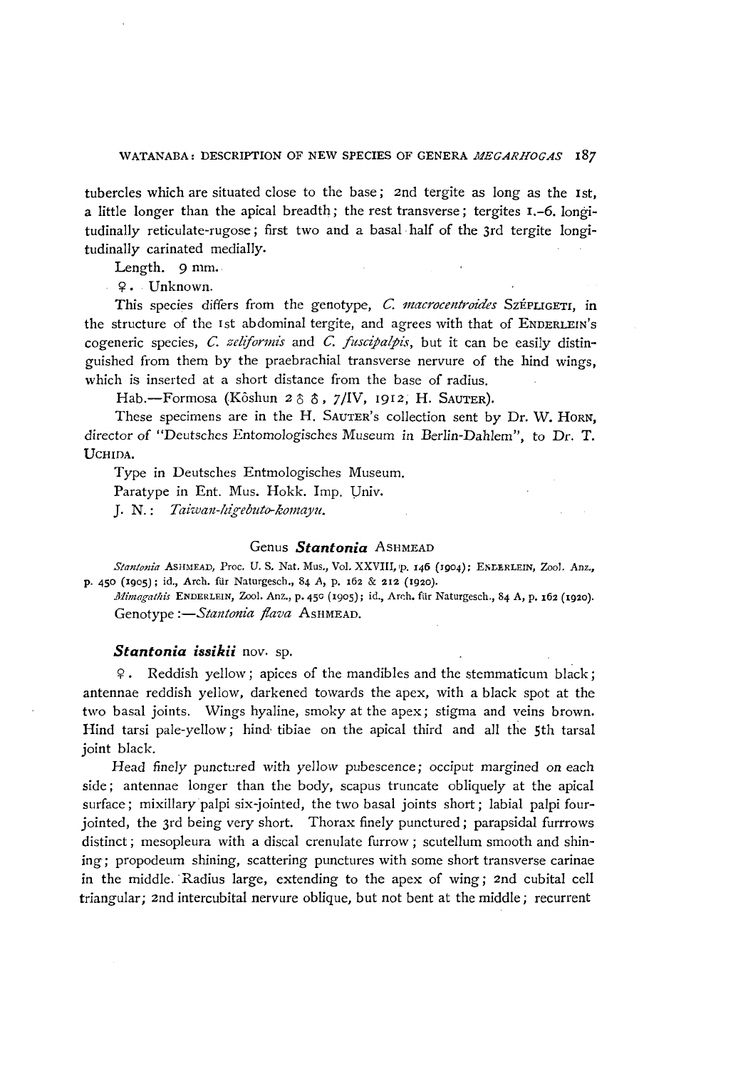tubercles which are situated close to the base; 2nd tergite as long as the 1st, a little longer than the apical breadth; the rest transverse; tergites 1.-6. longitudinally reticulate-rugose; first two and a basal half of the 3rd tergite longitudinally carinated medially.

Length. 9 mm.

♀. Unknown.

This species differs from the genotype, *C. macrocentroides* SZÉPLIGETI, in the structure of the 1st abdominal tergite, and agrees with that of ENDERLEIN's cogeneric species, *C. zeliformis* and *C. fuscipalpis*, but it can be easily distinguished from them by the praebrachial transverse nervure of the hind wings, which is inserted at a short distance from the base of radius.

Hab.—Formosa (Kôshun 2 ♂♂, 7/IV, 1912, H. SAUTER).

These specimens are in the H. SAUTER's collection sent by Dr. W. HORN, director of "Deutsches Entomologisches Museum in Berlin-Dahlem", to Dr. T. UCHIDA.

Type in Deutsches Entmologisches Museum.

Paratype in Ent. Mus. Hokk. Imp. Univ.

J. N.: *Taiwan-higebuto-komayu.*

## Genus *Stantonia* ASHMEAD

*Stantonia* ASHMEAD, Proc. U. S. Nat. Mus., Vol. XXVIII, p. 146 (1904); ENDERLEIN, Zool. Anz., p. 450 (1905); id., Arch. für Naturgesch., 84 A, p. 162 & 212 (1920).

*Mimagathis* ENDERLEIN, Zool. Anz., p. 450 (1905); id., Arch. für Naturgesch., 84 A, p. 162 (1920).

Genotype :—*Stantonia flava* ASHMEAD.

### *Stantonia issikii* nov. sp.

♀. Reddish yellow; apices of the mandibles and the stemmaticum black; antennae reddish yellow, darkened towards the apex, with a black spot at the two basal joints. Wings hyaline, smoky at the apex; stigma and veins brown. Hind tarsi pale-yellow; hind tibiae on the apical third and all the 5th tarsal joint black.

Head finely punctured with yellow pubescence; occiput margined on each side; antennae longer than the body, scapus truncate obliquely at the apical surface; mixillary palpi six-jointed, the two basal joints short; labial palpi four-jointed, the 3rd being very short. Thorax finely punctured; parapsidal furrrows distinct; mesopleura with a discal crenulate furrow; scutellum smooth and shining; propodeum shining, scattering punctures with some short transverse carinae in the middle. Radius large, extending to the apex of wing; 2nd cubital cell triangular; 2nd intercubital nervure oblique, but not bent at the middle; recurrent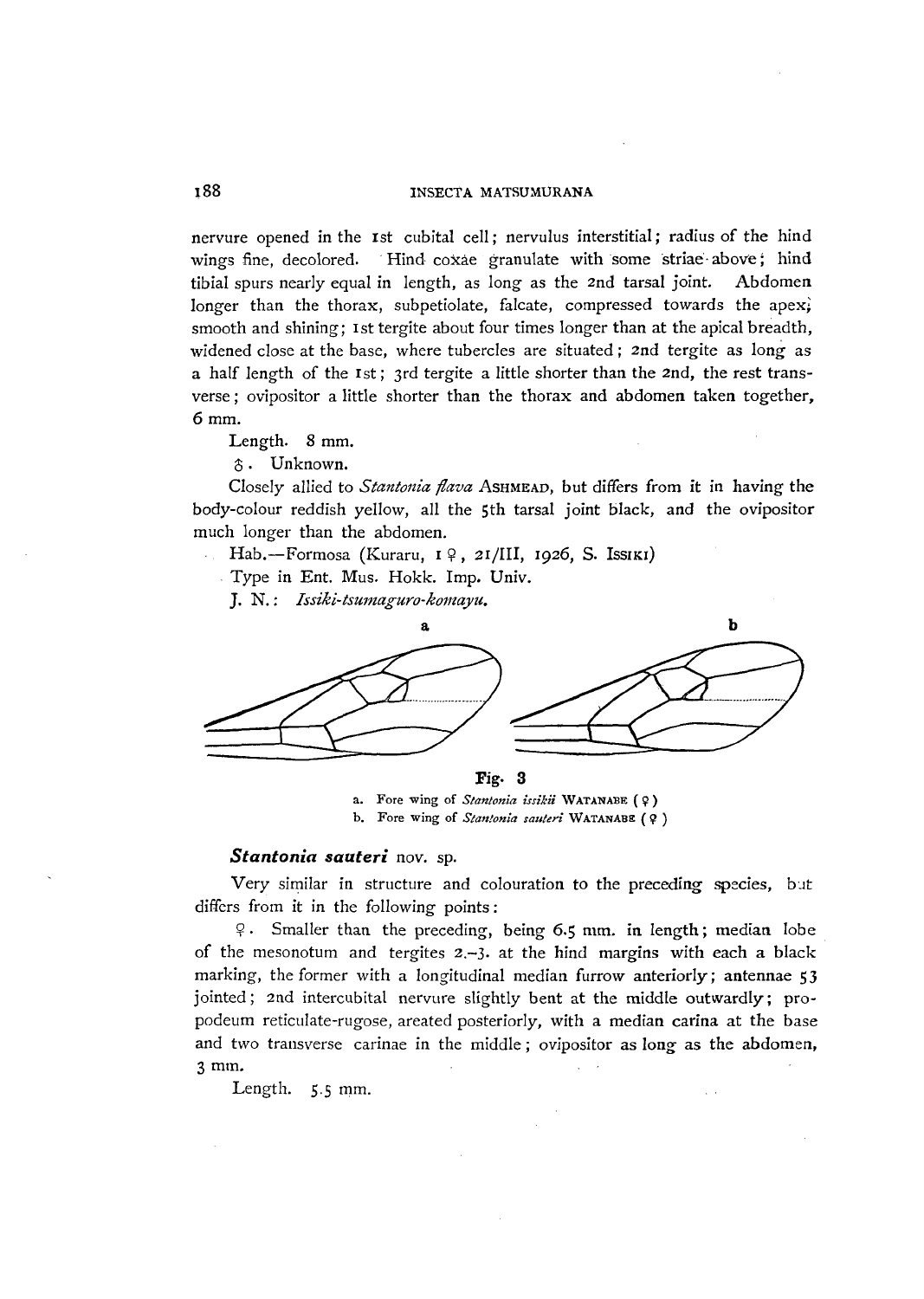nervure opened in the 1st cubital cell; nervulus interstitial; radius of the hind wings fine, decolored. Hind coxae granulate with some striae above; hind tibial spurs nearly equal in length, as long as the 2nd tarsal joint. Abdomen longer than the thorax, subpetiolate, falcate, compressed towards the apex; smooth and shining; 1st tergite about four times longer than at the apical breadth, widened close at the base, where tubercles are situated; 2nd tergite as long as a half length of the 1st; 3rd tergite a little shorter than the 2nd, the rest transverse; ovipositor a little shorter than the thorax and abdomen taken together, 6 mm.

Length. 8 mm.

♂. Unknown.

Closely allied to *Stantonia flava* ASHMEAD, but differs from it in having the body-colour reddish yellow, all the 5th tarsal joint black, and the ovipositor much longer than the abdomen.

Hab.—Formosa (Kuraru, 1 ♀, 21/III, 1926, S. ISSIKI)

Type in Ent. Mus. Hokk. Imp. Univ.

J. N.: *Issiki-tsumaguro-komayu.*

Fig. 3

a. Fore wing of *Stantonia issikii* WATANABE (♀)
b. Fore wing of *Stantonia sauteri* WATANABE (♀)

### *Stantonia sauteri* nov. sp.

Very similar in structure and colouration to the preceding species, but differs from it in the following points:

♀. Smaller than the preceding, being 6.5 mm. in length; median lobe of the mesonotum and tergites 2.-3. at the hind margins with each a black marking, the former with a longitudinal median furrow anteriorly; antennae 53 jointed; 2nd intercubital nervure slightly bent at the middle outwardly; propodeum reticulate-rugose, areated posteriorly, with a median carina at the base and two transverse carinae in the middle; ovipositor as long as the abdomen, 3 mm.

Length. 5.5 mm.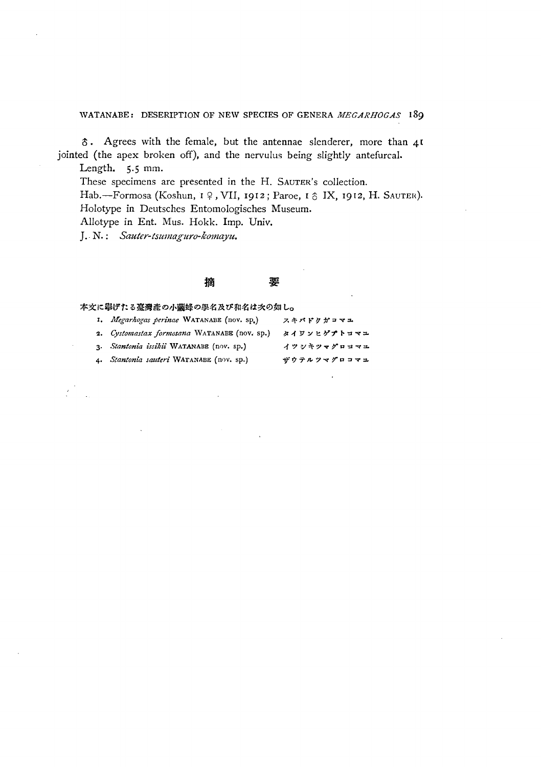♂. Agrees with the female, but the antennae slenderer, more than 41 jointed (the apex broken off), and the nervulus being slightly antefurcal.

Length. 5.5 mm.

These specimens are presented in the H. SAUTER's collection.

Hab.—Formosa (Koshun, 1 ♀, VII, 1912; Paroe, 1 ♂ IX, 1912, H. SAUTER).

Holotype in Deutsches Entomologisches Museum.

Allotype in Ent. Mus. Hokk. Imp. Univ.

J. N.: *Sauter-tsumaguro-komayu.*

## 摘　　要

本文に擧げたる臺灣產の小繭蜂の學名及び和名は次の如し。

| | | |
|---|---|---|
| 1. | *Megarhogas perinae* WATANABE (nov. sp.) | スキバドクガコマユ |
| 2. | *Cystomastax formosana* WATANABE (nov. sp.) | タイワンヒゲナトコマユ |
| 3. | *Stantonia issikii* WATANABE (nov. sp.) | イツシキツマグロコマユ |
| 4. | *Stantonia sauteri* WATANABE (nov. sp.) | ザウテルツマグロコマユ |